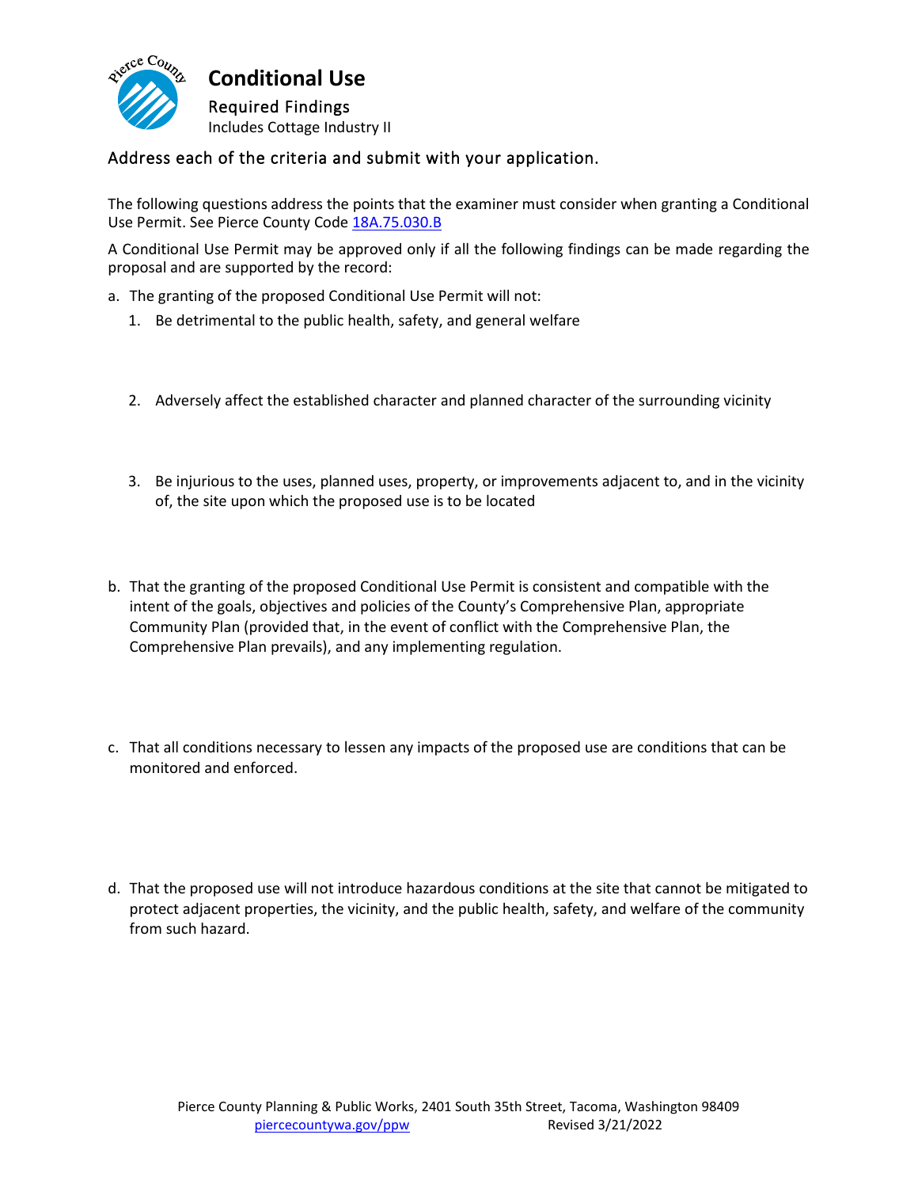# Conditional Use

## Required Findings

Includes Cottage Industry II

### Address each of the criteria and submit with your application.

The following questions address the points that the examiner must consider when granting a Conditional Use Permit. See Pierce County Code [18A.75.030.B]

A Conditional Use Permit may be approved only if all the following findings can be made regarding the proposal and are supported by the record:

a. The granting of the proposed Conditional Use Permit will not:

   1. Be detrimental to the public health, safety, and general welfare

   2. Adversely affect the established character and planned character of the surrounding vicinity

   3. Be injurious to the uses, planned uses, property, or improvements adjacent to, and in the vicinity of, the site upon which the proposed use is to be located

b. That the granting of the proposed Conditional Use Permit is consistent and compatible with the intent of the goals, objectives and policies of the County's Comprehensive Plan, appropriate Community Plan (provided that, in the event of conflict with the Comprehensive Plan, the Comprehensive Plan prevails), and any implementing regulation.

c. That all conditions necessary to lessen any impacts of the proposed use are conditions that can be monitored and enforced.

d. That the proposed use will not introduce hazardous conditions at the site that cannot be mitigated to protect adjacent properties, the vicinity, and the public health, safety, and welfare of the community from such hazard.

Pierce County Planning & Public Works, 2401 South 35th Street, Tacoma, Washington 98409
piercecountywa.gov/ppw Revised 3/21/2022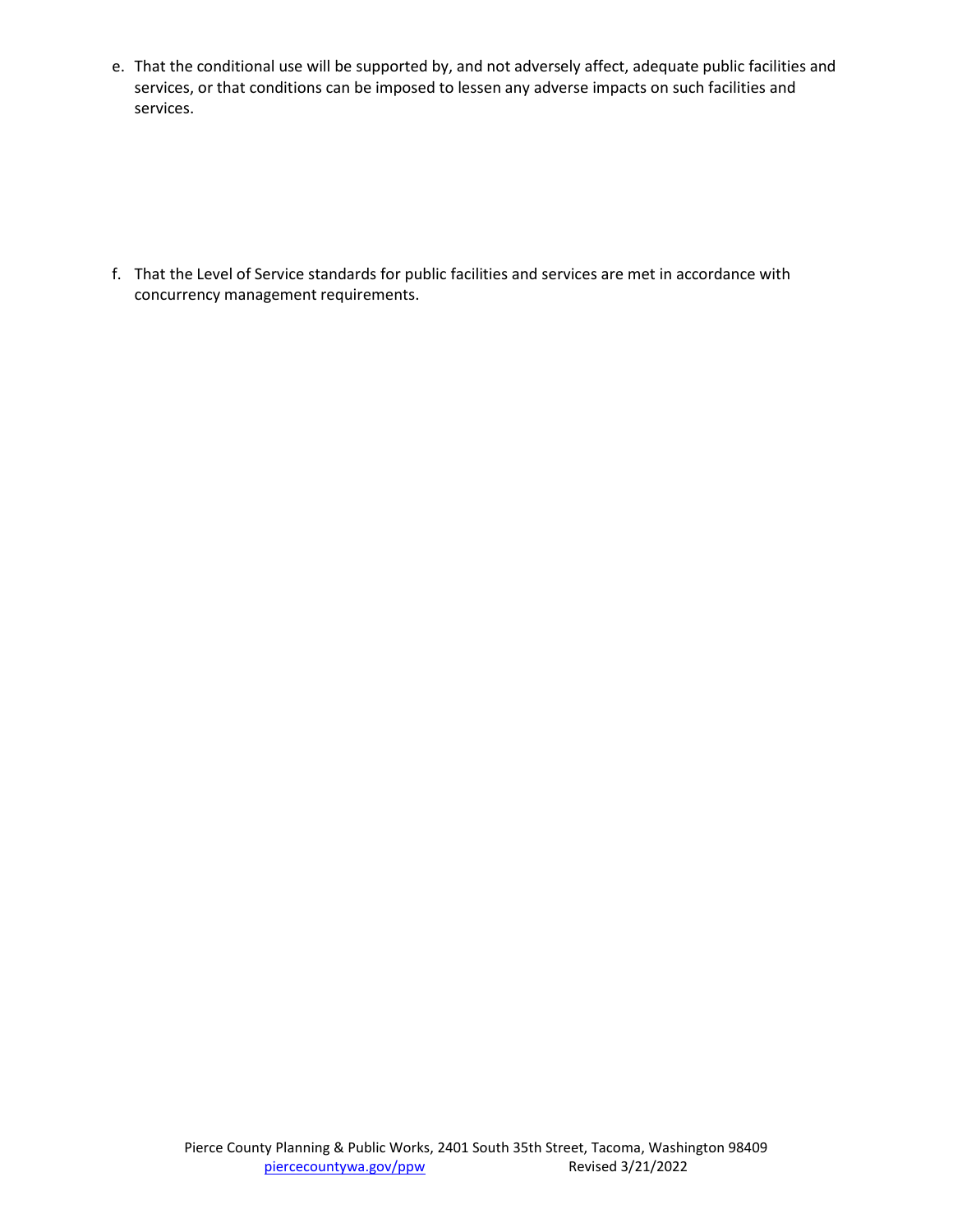e. That the conditional use will be supported by, and not adversely affect, adequate public facilities and services, or that conditions can be imposed to lessen any adverse impacts on such facilities and services.

f. That the Level of Service standards for public facilities and services are met in accordance with concurrency management requirements.